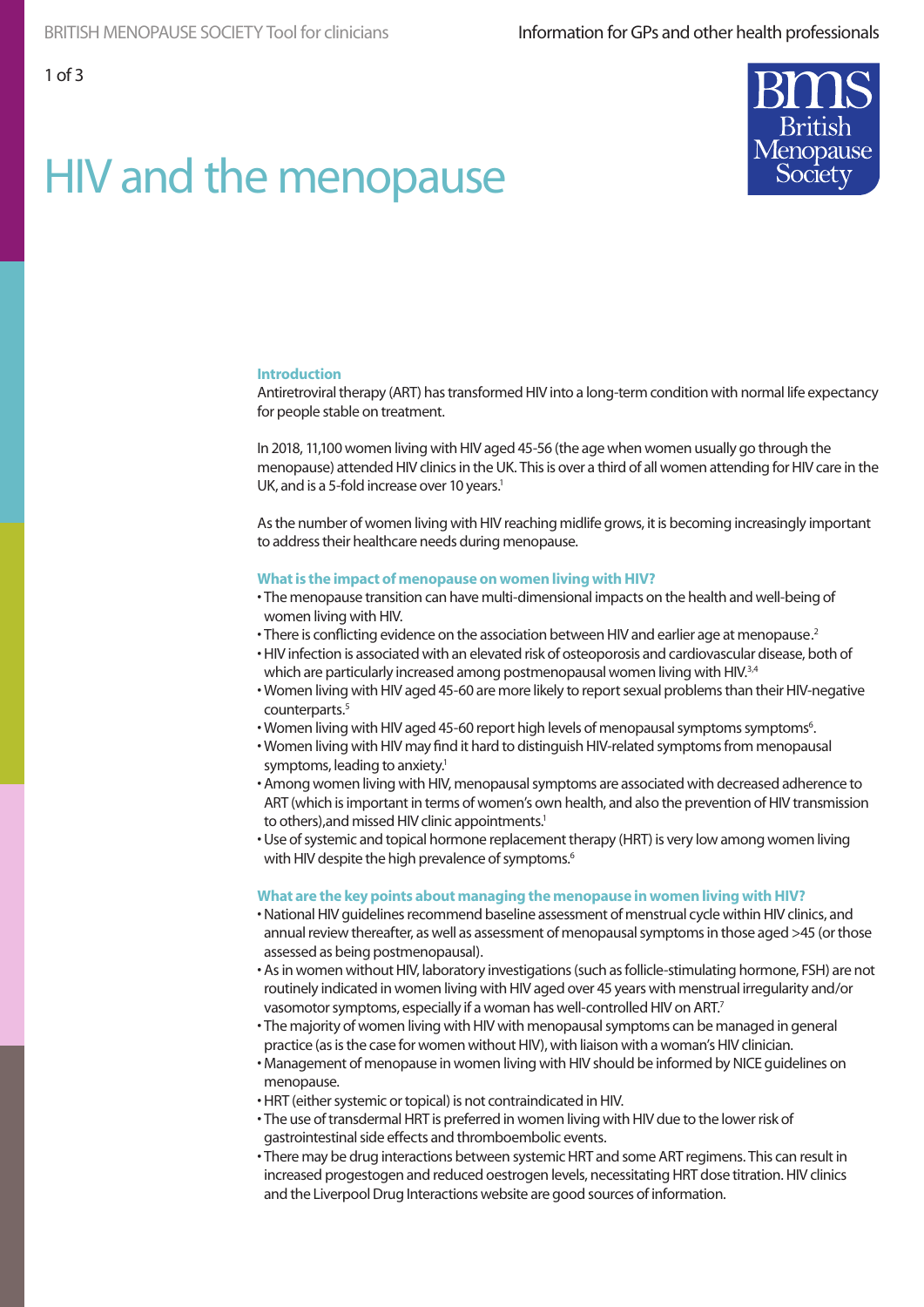# HIV and the menopause

## Introduction

Antiretroviral therapy (ART) has transformed HIV into a long-term condition with normal life expectancy for people stable on treatment.

In 2018, 11,100 women living with HIV aged 45-56 (the age when women usually go through the menopause) attended HIV clinics in the UK. This is over a third of all women attending for HIV care in the UK, and is a 5-fold increase over 10 years.[1]

As the number of women living with HIV reaching midlife grows, it is becoming increasingly important to address their healthcare needs during menopause.

## What is the impact of menopause on women living with HIV?

- The menopause transition can have multi-dimensional impacts on the health and well-being of women living with HIV.
- There is conflicting evidence on the association between HIV and earlier age at menopause.[2]
- HIV infection is associated with an elevated risk of osteoporosis and cardiovascular disease, both of which are particularly increased among postmenopausal women living with HIV.[3,4]
- Women living with HIV aged 45-60 are more likely to report sexual problems than their HIV-negative counterparts.[5]
- Women living with HIV aged 45-60 report high levels of menopausal symptoms symptoms[6].
- Women living with HIV may find it hard to distinguish HIV-related symptoms from menopausal symptoms, leading to anxiety.[1]
- Among women living with HIV, menopausal symptoms are associated with decreased adherence to ART (which is important in terms of women's own health, and also the prevention of HIV transmission to others),and missed HIV clinic appointments.[1]
- Use of systemic and topical hormone replacement therapy (HRT) is very low among women living with HIV despite the high prevalence of symptoms.[6]

## What are the key points about managing the menopause in women living with HIV?

- National HIV guidelines recommend baseline assessment of menstrual cycle within HIV clinics, and annual review thereafter, as well as assessment of menopausal symptoms in those aged >45 (or those assessed as being postmenopausal).
- As in women without HIV, laboratory investigations (such as follicle-stimulating hormone, FSH) are not routinely indicated in women living with HIV aged over 45 years with menstrual irregularity and/or vasomotor symptoms, especially if a woman has well-controlled HIV on ART.[7]
- The majority of women living with HIV with menopausal symptoms can be managed in general practice (as is the case for women without HIV), with liaison with a woman's HIV clinician.
- Management of menopause in women living with HIV should be informed by NICE guidelines on menopause.
- HRT (either systemic or topical) is not contraindicated in HIV.
- The use of transdermal HRT is preferred in women living with HIV due to the lower risk of gastrointestinal side effects and thromboembolic events.
- There may be drug interactions between systemic HRT and some ART regimens. This can result in increased progestogen and reduced oestrogen levels, necessitating HRT dose titration. HIV clinics and the Liverpool Drug Interactions website are good sources of information.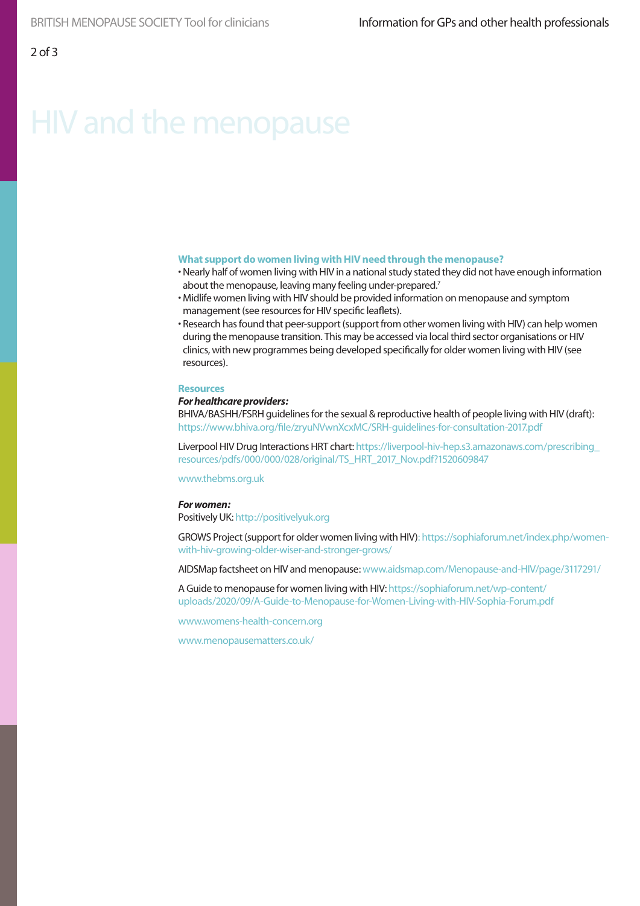# HIV and the menopause

### What support do women living with HIV need through the menopause?

- Nearly half of women living with HIV in a national study stated they did not have enough information about the menopause, leaving many feeling under-prepared.[7]
- Midlife women living with HIV should be provided information on menopause and symptom management (see resources for HIV specific leaflets).
- Research has found that peer-support (support from other women living with HIV) can help women during the menopause transition. This may be accessed via local third sector organisations or HIV clinics, with new programmes being developed specifically for older women living with HIV (see resources).

### Resources

***For healthcare providers:***

BHIVA/BASHH/FSRH guidelines for the sexual & reproductive health of people living with HIV (draft): https://www.bhiva.org/file/zryuNVwnXcxMC/SRH-guidelines-for-consultation-2017.pdf

Liverpool HIV Drug Interactions HRT chart: https://liverpool-hiv-hep.s3.amazonaws.com/prescribing_resources/pdfs/000/000/028/original/TS_HRT_2017_Nov.pdf?1520609847

www.thebms.org.uk

***For women:***

Positively UK: http://positivelyuk.org

GROWS Project (support for older women living with HIV): https://sophiaforum.net/index.php/women-with-hiv-growing-older-wiser-and-stronger-grows/

AIDSMap factsheet on HIV and menopause: www.aidsmap.com/Menopause-and-HIV/page/3117291/

A Guide to menopause for women living with HIV: https://sophiaforum.net/wp-content/uploads/2020/09/A-Guide-to-Menopause-for-Women-Living-with-HIV-Sophia-Forum.pdf

www.womens-health-concern.org

www.menopausematters.co.uk/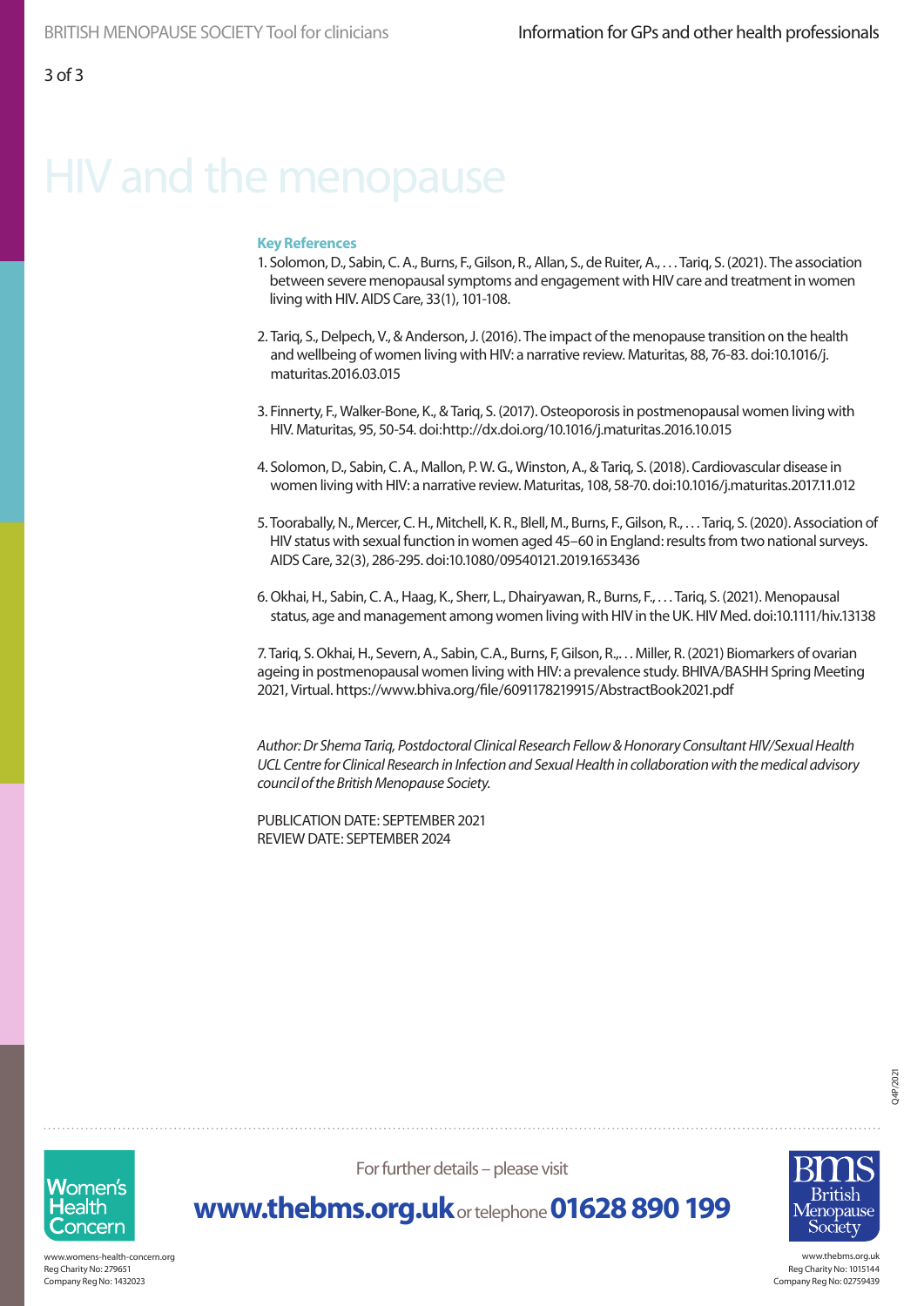# HIV and the menopause

**Key References**

1. Solomon, D., Sabin, C. A., Burns, F., Gilson, R., Allan, S., de Ruiter, A., . . . Tariq, S. (2021). The association between severe menopausal symptoms and engagement with HIV care and treatment in women living with HIV. AIDS Care, 33(1), 101-108.

2. Tariq, S., Delpech, V., & Anderson, J. (2016). The impact of the menopause transition on the health and wellbeing of women living with HIV: a narrative review. Maturitas, 88, 76-83. doi:10.1016/j.maturitas.2016.03.015

3. Finnerty, F., Walker-Bone, K., & Tariq, S. (2017). Osteoporosis in postmenopausal women living with HIV. Maturitas, 95, 50-54. doi:http://dx.doi.org/10.1016/j.maturitas.2016.10.015

4. Solomon, D., Sabin, C. A., Mallon, P. W. G., Winston, A., & Tariq, S. (2018). Cardiovascular disease in women living with HIV: a narrative review. Maturitas, 108, 58-70. doi:10.1016/j.maturitas.2017.11.012

5. Toorabally, N., Mercer, C. H., Mitchell, K. R., Blell, M., Burns, F., Gilson, R., . . . Tariq, S. (2020). Association of HIV status with sexual function in women aged 45–60 in England: results from two national surveys. AIDS Care, 32(3), 286-295. doi:10.1080/09540121.2019.1653436

6. Okhai, H., Sabin, C. A., Haag, K., Sherr, L., Dhairyawan, R., Burns, F., . . . Tariq, S. (2021). Menopausal status, age and management among women living with HIV in the UK. HIV Med. doi:10.1111/hiv.13138

7. Tariq, S. Okhai, H., Severn, A., Sabin, C.A., Burns, F, Gilson, R.,. . . Miller, R. (2021) Biomarkers of ovarian ageing in postmenopausal women living with HIV: a prevalence study. BHIVA/BASHH Spring Meeting 2021, Virtual. https://www.bhiva.org/file/6091178219915/AbstractBook2021.pdf

*Author: Dr Shema Tariq, Postdoctoral Clinical Research Fellow & Honorary Consultant HIV/Sexual Health UCL Centre for Clinical Research in Infection and Sexual Health in collaboration with the medical advisory council of the British Menopause Society.*

PUBLICATION DATE: SEPTEMBER 2021
REVIEW DATE: SEPTEMBER 2024

For further details – please visit

**www.thebms.org.uk** or telephone **01628 890 199**

Women's Health Concern
www.womens-health-concern.org
Reg Charity No: 279651
Company Reg No: 1432023

BMS British Menopause Society
www.thebms.org.uk
Reg Charity No: 1015144
Company Reg No: 02759439